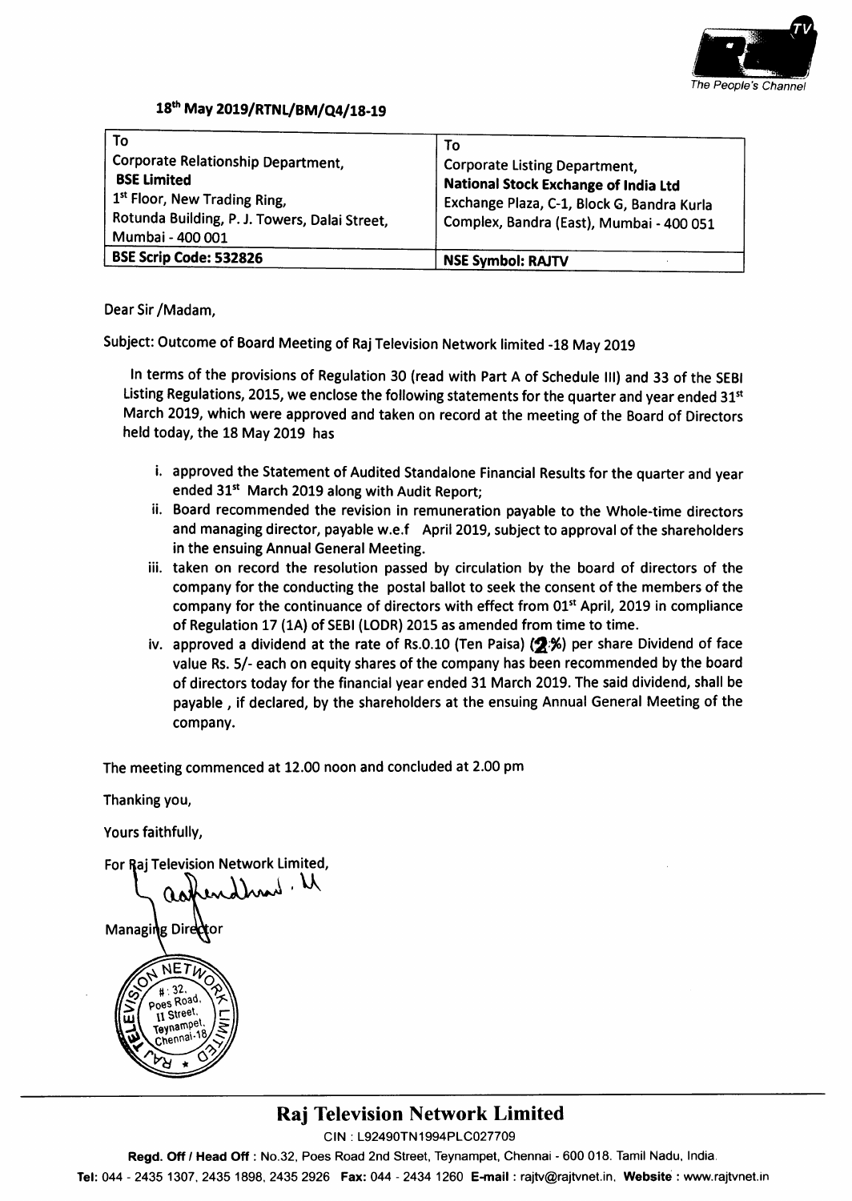18th May 2019/RTNL/BM/Q4/18-19

| To<br>Corporate Relationship Department,<br>**BSE Limited**<br>1st Floor, New Trading Ring,<br>Rotunda Building, P. J. Towers, Dalai Street,<br>Mumbai - 400 001 | To<br>Corporate Listing Department,<br>**National Stock Exchange of India Ltd**<br>Exchange Plaza, C-1, Block G, Bandra Kurla<br>Complex, Bandra (East), Mumbai - 400 051 |
|---|---|
| **BSE Scrip Code: 532826** | **NSE Symbol: RAJTV** |

Dear Sir /Madam,

Subject: Outcome of Board Meeting of Raj Television Network limited -18 May 2019

In terms of the provisions of Regulation 30 (read with Part A of Schedule III) and 33 of the SEBI Listing Regulations, 2015, we enclose the following statements for the quarter and year ended 31st March 2019, which were approved and taken on record at the meeting of the Board of Directors held today, the 18 May 2019 has

i. approved the Statement of Audited Standalone Financial Results for the quarter and year ended 31st March 2019 along with Audit Report;

ii. Board recommended the revision in remuneration payable to the Whole-time directors and managing director, payable w.e.f April 2019, subject to approval of the shareholders in the ensuing Annual General Meeting.

iii. taken on record the resolution passed by circulation by the board of directors of the company for the conducting the postal ballot to seek the consent of the members of the company for the continuance of directors with effect from 01st April, 2019 in compliance of Regulation 17 (1A) of SEBI (LODR) 2015 as amended from time to time.

iv. approved a dividend at the rate of Rs.0.10 (Ten Paisa) (2%) per share Dividend of face value Rs. 5/- each on equity shares of the company has been recommended by the board of directors today for the financial year ended 31 March 2019. The said dividend, shall be payable , if declared, by the shareholders at the ensuing Annual General Meeting of the company.

The meeting commenced at 12.00 noon and concluded at 2.00 pm

Thanking you,

Yours faithfully,

For Raj Television Network Limited,

Managing Director

## Raj Television Network Limited

CIN : L92490TN1994PLC027709

**Regd. Off / Head Off :** No.32, Poes Road 2nd Street, Teynampet, Chennai - 600 018. Tamil Nadu, India.

**Tel:** 044 - 2435 1307, 2435 1898, 2435 2926 **Fax:** 044 - 2434 1260 **E-mail :** rajtv@rajtvnet.in, **Website :** www.rajtvnet.in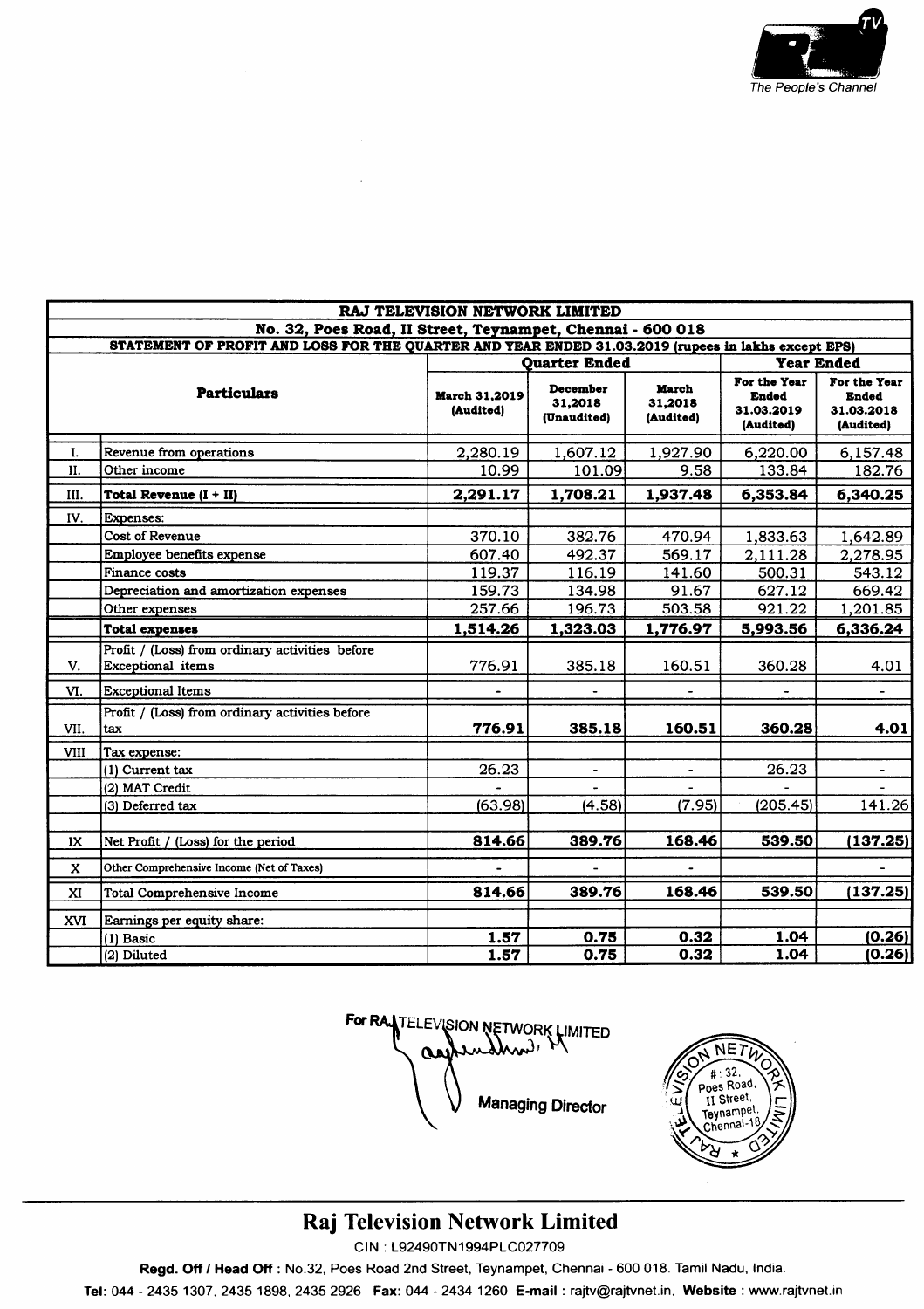The People's Channel

| RAJ TELEVISION NETWORK LIMITED | | | | | | |
|---|---|---|---|---|---|---|
| No. 32, Poes Road, II Street, Teynampet, Chennai - 600 018 | | | | | | |
| STATEMENT OF PROFIT AND LOSS FOR THE QUARTER AND YEAR ENDED 31.03.2019 (rupees in lakhs except EPS) | | | | | | |
| | **Particulars** | **Quarter Ended** | | | **Year Ended** | |
| | | **March 31,2019 (Audited)** | **December 31,2018 (Unaudited)** | **March 31,2018 (Audited)** | **For the Year Ended 31.03.2019 (Audited)** | **For the Year Ended 31.03.2018 (Audited)** |
| I. | Revenue from operations | 2,280.19 | 1,607.12 | 1,927.90 | 6,220.00 | 6,157.48 |
| II. | Other income | 10.99 | 101.09 | 9.58 | 133.84 | 182.76 |
| III. | **Total Revenue (I + II)** | **2,291.17** | **1,708.21** | **1,937.48** | **6,353.84** | **6,340.25** |
| IV. | Expenses: | | | | | |
| | Cost of Revenue | 370.10 | 382.76 | 470.94 | 1,833.63 | 1,642.89 |
| | Employee benefits expense | 607.40 | 492.37 | 569.17 | 2,111.28 | 2,278.95 |
| | Finance costs | 119.37 | 116.19 | 141.60 | 500.31 | 543.12 |
| | Depreciation and amortization expenses | 159.73 | 134.98 | 91.67 | 627.12 | 669.42 |
| | Other expenses | 257.66 | 196.73 | 503.58 | 921.22 | 1,201.85 |
| | **Total expenses** | **1,514.26** | **1,323.03** | **1,776.97** | **5,993.56** | **6,336.24** |
| V. | Profit / (Loss) from ordinary activities before Exceptional items | 776.91 | 385.18 | 160.51 | 360.28 | 4.01 |
| VI. | Exceptional Items | - | - | - | - | - |
| VII. | Profit / (Loss) from ordinary activities before tax | **776.91** | **385.18** | **160.51** | **360.28** | **4.01** |
| VIII | Tax expense: | | | | | |
| | (1) Current tax | 26.23 | - | - | 26.23 | - |
| | (2) MAT Credit | - | - | - | - | - |
| | (3) Deferred tax | (63.98) | (4.58) | (7.95) | (205.45) | 141.26 |
| IX | Net Profit / (Loss) for the period | **814.66** | **389.76** | **168.46** | **539.50** | **(137.25)** |
| X | Other Comprehensive Income (Net of Taxes) | - | - | - | | - |
| XI | Total Comprehensive Income | **814.66** | **389.76** | **168.46** | **539.50** | **(137.25)** |
| XVI | Earnings per equity share: | | | | | |
| | (1) Basic | **1.57** | **0.75** | **0.32** | **1.04** | **(0.26)** |
| | (2) Diluted | **1.57** | **0.75** | **0.32** | **1.04** | **(0.26)** |

For RAJ TELEVISION NETWORK LIMITED

Managing Director

RAJ TELEVISION NETWORK LIMITED, # 32, Poes Road, II Street, Teynampet, Chennai-18

## Raj Television Network Limited

CIN : L92490TN1994PLC027709

**Regd. Off / Head Off :** No.32, Poes Road 2nd Street, Teynampet, Chennai - 600 018. Tamil Nadu, India.

**Tel:** 044 - 2435 1307, 2435 1898, 2435 2926 **Fax:** 044 - 2434 1260 **E-mail :** rajtv@rajtvnet.in, **Website :** www.rajtvnet.in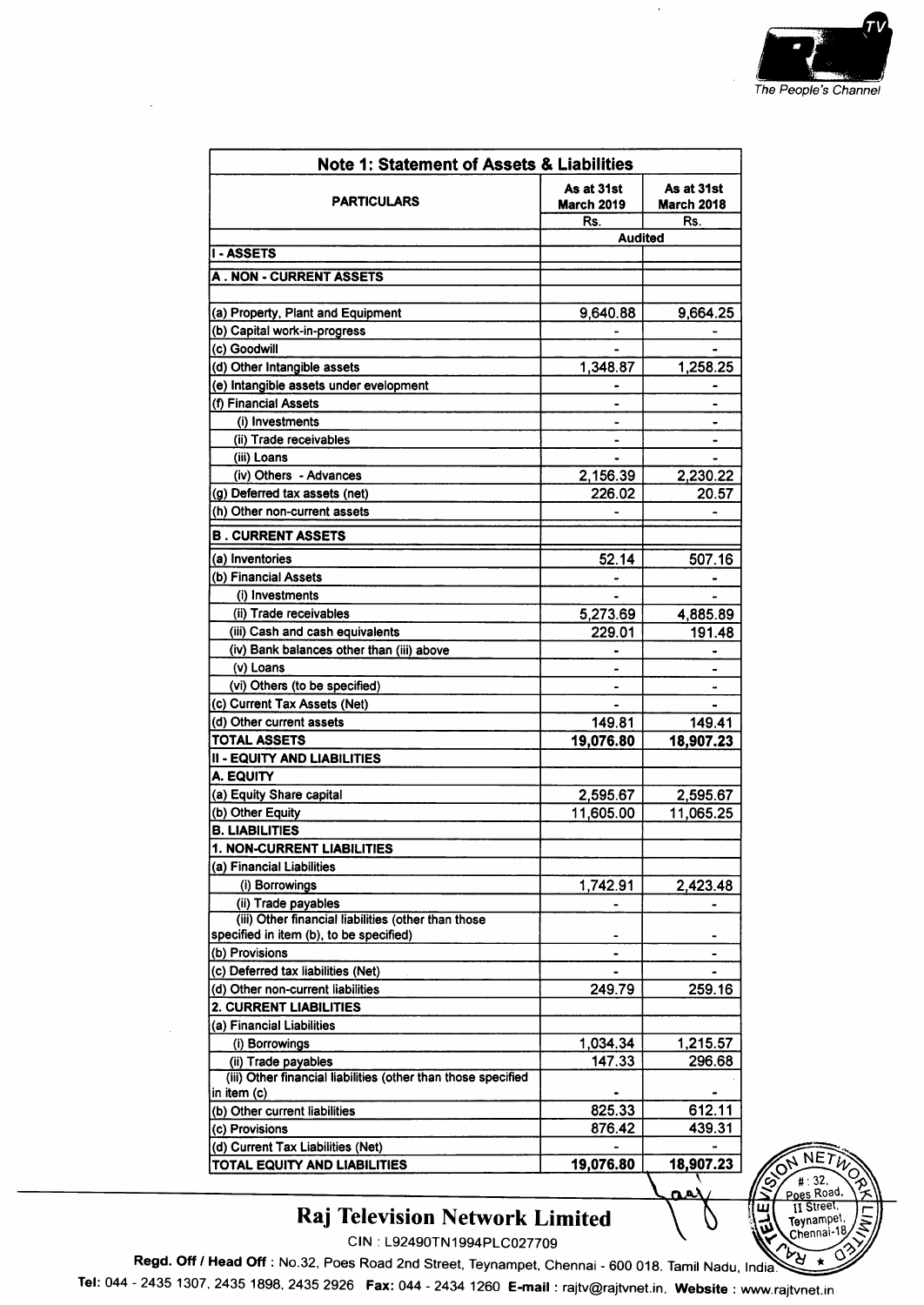The People's Channel

## Note 1: Statement of Assets & Liabilities

| PARTICULARS | As at 31st March 2019 | As at 31st March 2018 |
|---|---|---|
| | Rs. | Rs. |
| | Audited | |
| **I - ASSETS** | | |
| **A . NON - CURRENT ASSETS** | | |
| (a) Property, Plant and Equipment | 9,640.88 | 9,664.25 |
| (b) Capital work-in-progress | - | - |
| (c) Goodwill | - | - |
| (d) Other Intangible assets | 1,348.87 | 1,258.25 |
| (e) Intangible assets under evelopment | - | - |
| (f) Financial Assets | - | - |
| (i) Investments | - | - |
| (ii) Trade receivables | - | - |
| (iii) Loans | - | - |
| (iv) Others - Advances | 2,156.39 | 2,230.22 |
| (g) Deferred tax assets (net) | 226.02 | 20.57 |
| (h) Other non-current assets | - | - |
| **B . CURRENT ASSETS** | | |
| (a) Inventories | 52.14 | 507.16 |
| (b) Financial Assets | - | - |
| (i) Investments | - | - |
| (ii) Trade receivables | 5,273.69 | 4,885.89 |
| (iii) Cash and cash equivalents | 229.01 | 191.48 |
| (iv) Bank balances other than (iii) above | - | - |
| (v) Loans | - | - |
| (vi) Others (to be specified) | - | - |
| (c) Current Tax Assets (Net) | - | - |
| (d) Other current assets | 149.81 | 149.41 |
| **TOTAL ASSETS** | **19,076.80** | **18,907.23** |
| **II - EQUITY AND LIABILITIES** | | |
| **A. EQUITY** | | |
| (a) Equity Share capital | 2,595.67 | 2,595.67 |
| (b) Other Equity | 11,605.00 | 11,065.25 |
| **B. LIABILITIES** | | |
| **1. NON-CURRENT LIABILITIES** | | |
| (a) Financial Liabilities | | |
| (i) Borrowings | 1,742.91 | 2,423.48 |
| (ii) Trade payables | - | - |
| (iii) Other financial liabilities (other than those specified in item (b), to be specified) | - | - |
| (b) Provisions | - | - |
| (c) Deferred tax liabilities (Net) | - | - |
| (d) Other non-current liabilities | 249.79 | 259.16 |
| **2. CURRENT LIABILITIES** | | |
| (a) Financial Liabilities | | |
| (i) Borrowings | 1,034.34 | 1,215.57 |
| (ii) Trade payables | 147.33 | 296.68 |
| (iii) Other financial liabilities (other than those specified in item (c) | - | - |
| (b) Other current liabilities | 825.33 | 612.11 |
| (c) Provisions | 876.42 | 439.31 |
| (d) Current Tax Liabilities (Net) | - | - |
| **TOTAL EQUITY AND LIABILITIES** | **19,076.80** | **18,907.23** |

**Raj Television Network Limited**

CIN : L92490TN1994PLC027709

**Regd. Off / Head Off :** No.32, Poes Road 2nd Street, Teynampet, Chennai - 600 018. Tamil Nadu, India.

**Tel:** 044 - 2435 1307, 2435 1898, 2435 2926 **Fax:** 044 - 2434 1260 **E-mail :** rajtv@rajtvnet.in, **Website :** www.rajtvnet.in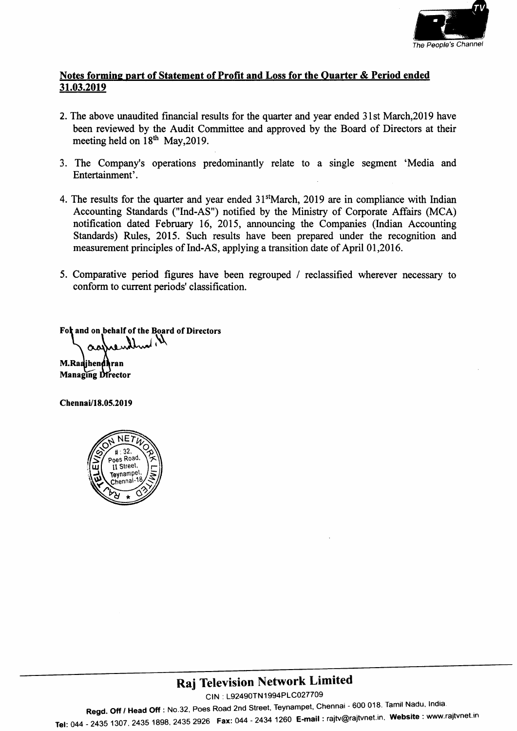**Notes forming part of Statement of Profit and Loss for the Quarter & Period ended 31.03.2019**

2. The above unaudited financial results for the quarter and year ended 31st March,2019 have been reviewed by the Audit Committee and approved by the Board of Directors at their meeting held on 18th May,2019.

3. The Company's operations predominantly relate to a single segment 'Media and Entertainment'.

4. The results for the quarter and year ended 31st March, 2019 are in compliance with Indian Accounting Standards ("Ind-AS") notified by the Ministry of Corporate Affairs (MCA) notification dated February 16, 2015, announcing the Companies (Indian Accounting Standards) Rules, 2015. Such results have been prepared under the recognition and measurement principles of Ind-AS, applying a transition date of April 01,2016.

5. Comparative period figures have been regrouped / reclassified wherever necessary to conform to current periods' classification.

**For and on behalf of the Board of Directors**

**M.Raajhendhran**
**Managing Director**

**Chennai/18.05.2019**

Raj Television Network Limited
CIN : L92490TN1994PLC027709
Regd. Off / Head Off : No.32, Poes Road 2nd Street, Teynampet, Chennai - 600 018. Tamil Nadu, India.
Tel: 044 - 2435 1307, 2435 1898, 2435 2926 Fax: 044 - 2434 1260 E-mail : rajtv@rajtvnet.in. Website : www.rajtvnet.in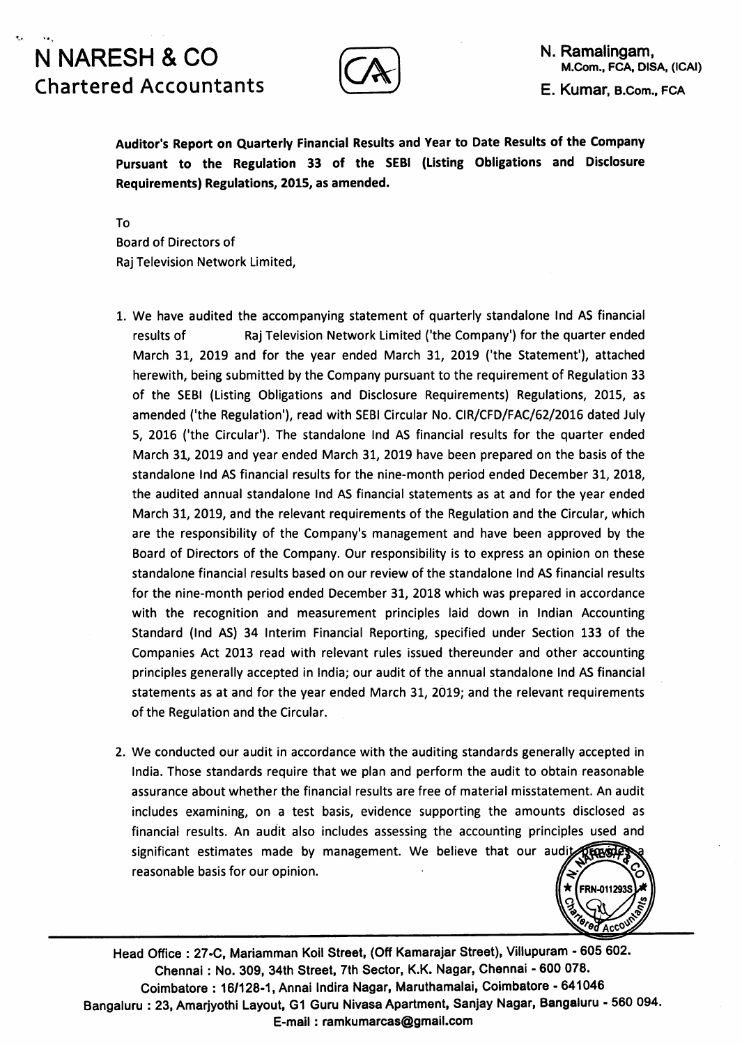# N NARESH & CO
## Chartered Accountants

N. Ramalingam, M.Com., FCA, DISA, (ICAI)
E. Kumar, B.Com., FCA

**Auditor's Report on Quarterly Financial Results and Year to Date Results of the Company Pursuant to the Regulation 33 of the SEBI (Listing Obligations and Disclosure Requirements) Regulations, 2015, as amended.**

To
Board of Directors of
Raj Television Network Limited,

1. We have audited the accompanying statement of quarterly standalone Ind AS financial results of Raj Television Network Limited ('the Company') for the quarter ended March 31, 2019 and for the year ended March 31, 2019 ('the Statement'), attached herewith, being submitted by the Company pursuant to the requirement of Regulation 33 of the SEBI (Listing Obligations and Disclosure Requirements) Regulations, 2015, as amended ('the Regulation'), read with SEBI Circular No. CIR/CFD/FAC/62/2016 dated July 5, 2016 ('the Circular'). The standalone Ind AS financial results for the quarter ended March 31, 2019 and year ended March 31, 2019 have been prepared on the basis of the standalone Ind AS financial results for the nine-month period ended December 31, 2018, the audited annual standalone Ind AS financial statements as at and for the year ended March 31, 2019, and the relevant requirements of the Regulation and the Circular, which are the responsibility of the Company's management and have been approved by the Board of Directors of the Company. Our responsibility is to express an opinion on these standalone financial results based on our review of the standalone Ind AS financial results for the nine-month period ended December 31, 2018 which was prepared in accordance with the recognition and measurement principles laid down in Indian Accounting Standard (Ind AS) 34 Interim Financial Reporting, specified under Section 133 of the Companies Act 2013 read with relevant rules issued thereunder and other accounting principles generally accepted in India; our audit of the annual standalone Ind AS financial statements as at and for the year ended March 31, 2019; and the relevant requirements of the Regulation and the Circular.

2. We conducted our audit in accordance with the auditing standards generally accepted in India. Those standards require that we plan and perform the audit to obtain reasonable assurance about whether the financial results are free of material misstatement. An audit includes examining, on a test basis, evidence supporting the amounts disclosed as financial results. An audit also includes assessing the accounting principles used and significant estimates made by management. We believe that our audit provides a reasonable basis for our opinion.

Head Office : 27-C, Mariamman Koil Street, (Off Kamarajar Street), Villupuram - 605 602.
Chennai : No. 309, 34th Street, 7th Sector, K.K. Nagar, Chennai - 600 078.
Coimbatore : 16/128-1, Annai Indira Nagar, Maruthamalai, Coimbatore - 641046
Bangaluru : 23, Amarjyothi Layout, G1 Guru Nivasa Apartment, Sanjay Nagar, Bangaluru - 560 094.
E-mail : ramkumarcas@gmail.com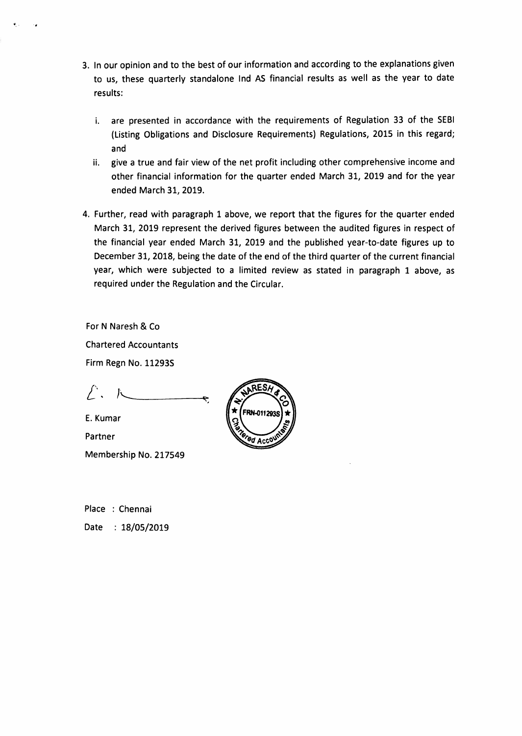3. In our opinion and to the best of our information and according to the explanations given to us, these quarterly standalone Ind AS financial results as well as the year to date results:

   i. are presented in accordance with the requirements of Regulation 33 of the SEBI (Listing Obligations and Disclosure Requirements) Regulations, 2015 in this regard; and

   ii. give a true and fair view of the net profit including other comprehensive income and other financial information for the quarter ended March 31, 2019 and for the year ended March 31, 2019.

4. Further, read with paragraph 1 above, we report that the figures for the quarter ended March 31, 2019 represent the derived figures between the audited figures in respect of the financial year ended March 31, 2019 and the published year-to-date figures up to December 31, 2018, being the date of the end of the third quarter of the current financial year, which were subjected to a limited review as stated in paragraph 1 above, as required under the Regulation and the Circular.

For N Naresh & Co

Chartered Accountants

Firm Regn No. 11293S

E. Kumar

Partner

Membership No. 217549

N. NARESH & CO
FRN-011293S
Chartered Accountants

Place : Chennai

Date : 18/05/2019